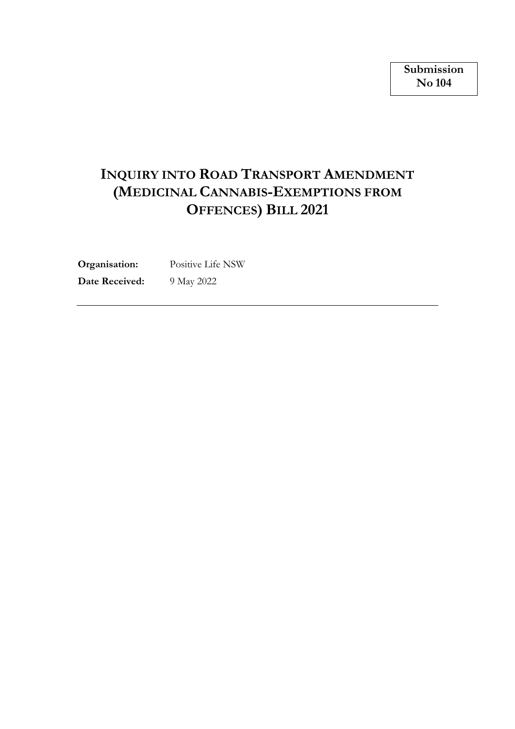**Submission No 104**

# INQUIRY INTO ROAD TRANSPORT AMENDMENT (MEDICINAL CANNABIS-EXEMPTIONS FROM OFFENCES) BILL 2021

**Organisation:** Positive Life NSW

**Date Received:** 9 May 2022

---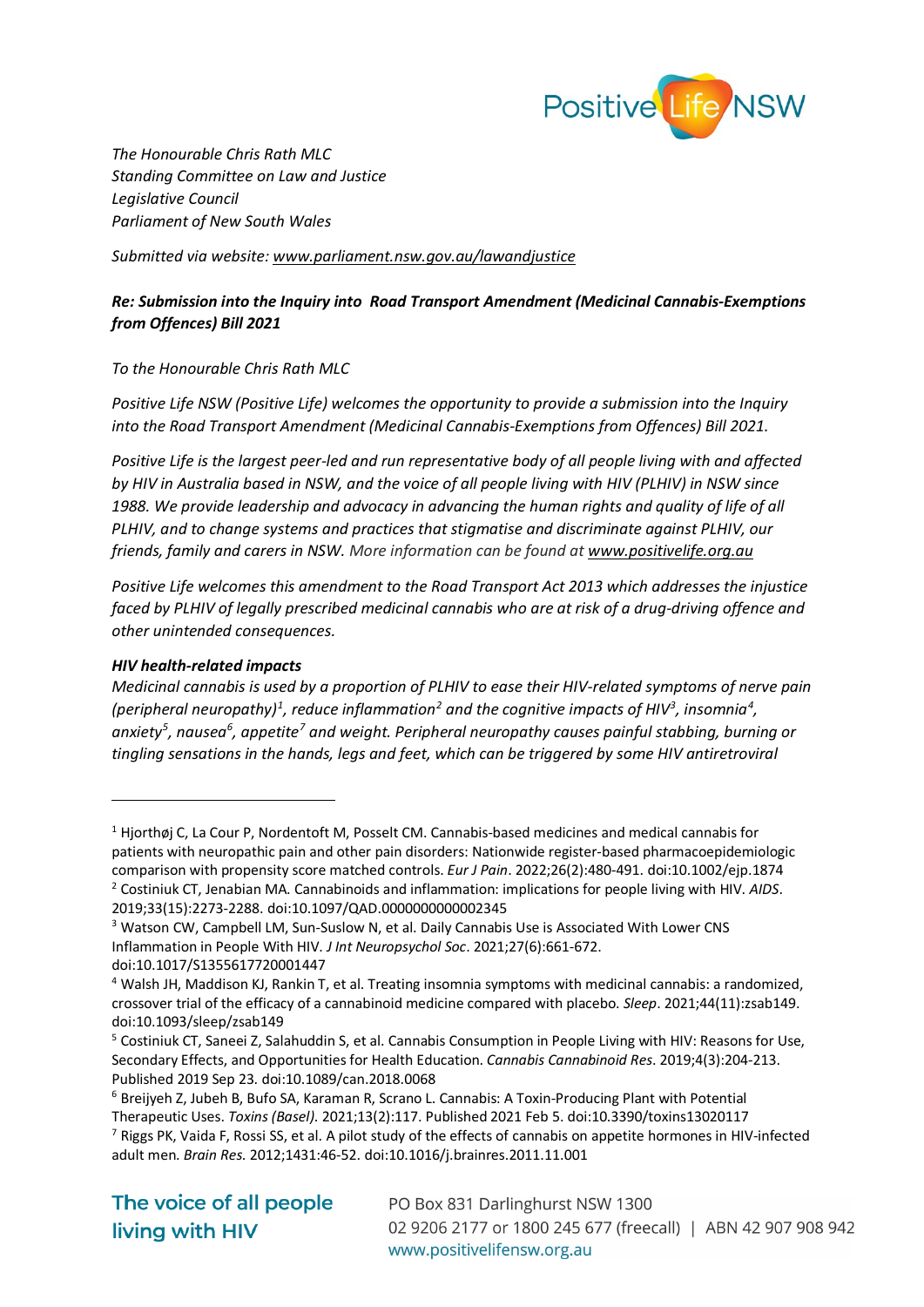*The Honourable Chris Rath MLC*
*Standing Committee on Law and Justice*
*Legislative Council*
*Parliament of New South Wales*

*Submitted via website: www.parliament.nsw.gov.au/lawandjustice*

***Re: Submission into the Inquiry into Road Transport Amendment (Medicinal Cannabis-Exemptions from Offences) Bill 2021***

*To the Honourable Chris Rath MLC*

*Positive Life NSW (Positive Life) welcomes the opportunity to provide a submission into the Inquiry into the Road Transport Amendment (Medicinal Cannabis-Exemptions from Offences) Bill 2021.*

*Positive Life is the largest peer-led and run representative body of all people living with and affected by HIV in Australia based in NSW, and the voice of all people living with HIV (PLHIV) in NSW since 1988. We provide leadership and advocacy in advancing the human rights and quality of life of all PLHIV, and to change systems and practices that stigmatise and discriminate against PLHIV, our friends, family and carers in NSW. More information can be found at www.positivelife.org.au*

*Positive Life welcomes this amendment to the Road Transport Act 2013 which addresses the injustice faced by PLHIV of legally prescribed medicinal cannabis who are at risk of a drug-driving offence and other unintended consequences.*

***HIV health-related impacts***

*Medicinal cannabis is used by a proportion of PLHIV to ease their HIV-related symptoms of nerve pain (peripheral neuropathy)[1], reduce inflammation[2] and the cognitive impacts of HIV[3], insomnia[4], anxiety[5], nausea[6], appetite[7] and weight. Peripheral neuropathy causes painful stabbing, burning or tingling sensations in the hands, legs and feet, which can be triggered by some HIV antiretroviral*

---

[1] Hjorthøj C, La Cour P, Nordentoft M, Posselt CM. Cannabis-based medicines and medical cannabis for patients with neuropathic pain and other pain disorders: Nationwide register-based pharmacoepidemiologic comparison with propensity score matched controls. *Eur J Pain*. 2022;26(2):480-491. doi:10.1002/ejp.1874

[2] Costiniuk CT, Jenabian MA. Cannabinoids and inflammation: implications for people living with HIV. *AIDS*. 2019;33(15):2273-2288. doi:10.1097/QAD.0000000000002345

[3] Watson CW, Campbell LM, Sun-Suslow N, et al. Daily Cannabis Use is Associated With Lower CNS Inflammation in People With HIV. *J Int Neuropsychol Soc*. 2021;27(6):661-672. doi:10.1017/S1355617720001447

[4] Walsh JH, Maddison KJ, Rankin T, et al. Treating insomnia symptoms with medicinal cannabis: a randomized, crossover trial of the efficacy of a cannabinoid medicine compared with placebo. *Sleep*. 2021;44(11):zsab149. doi:10.1093/sleep/zsab149

[5] Costiniuk CT, Saneei Z, Salahuddin S, et al. Cannabis Consumption in People Living with HIV: Reasons for Use, Secondary Effects, and Opportunities for Health Education. *Cannabis Cannabinoid Res*. 2019;4(3):204-213. Published 2019 Sep 23. doi:10.1089/can.2018.0068

[6] Breijyeh Z, Jubeh B, Bufo SA, Karaman R, Scrano L. Cannabis: A Toxin-Producing Plant with Potential Therapeutic Uses. *Toxins (Basel)*. 2021;13(2):117. Published 2021 Feb 5. doi:10.3390/toxins13020117

[7] Riggs PK, Vaida F, Rossi SS, et al. A pilot study of the effects of cannabis on appetite hormones in HIV-infected adult men. *Brain Res*. 2012;1431:46-52. doi:10.1016/j.brainres.2011.11.001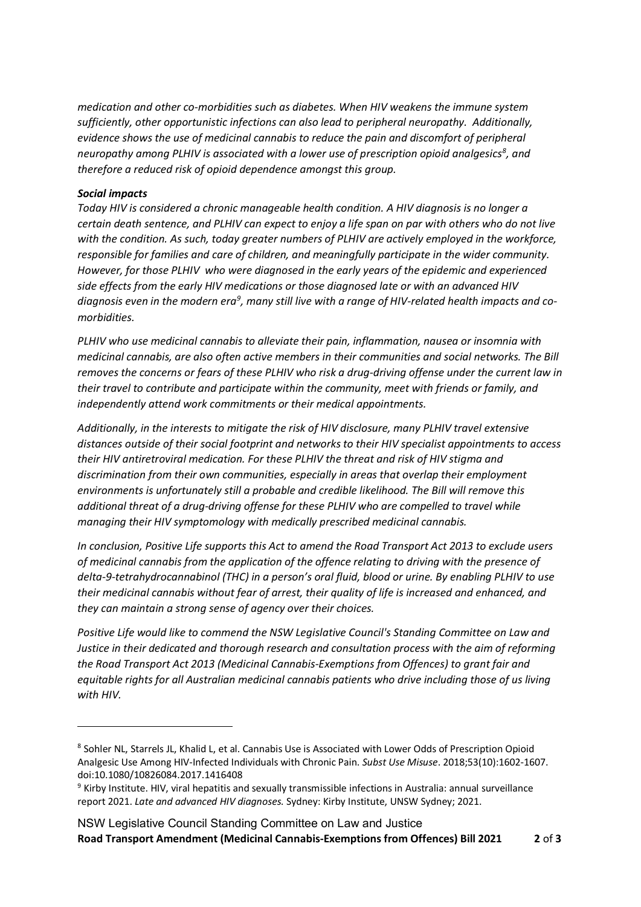*medication and other co-morbidities such as diabetes. When HIV weakens the immune system sufficiently, other opportunistic infections can also lead to peripheral neuropathy. Additionally, evidence shows the use of medicinal cannabis to reduce the pain and discomfort of peripheral neuropathy among PLHIV is associated with a lower use of prescription opioid analgesics[8], and therefore a reduced risk of opioid dependence amongst this group.*

***Social impacts***

*Today HIV is considered a chronic manageable health condition. A HIV diagnosis is no longer a certain death sentence, and PLHIV can expect to enjoy a life span on par with others who do not live with the condition. As such, today greater numbers of PLHIV are actively employed in the workforce, responsible for families and care of children, and meaningfully participate in the wider community. However, for those PLHIV who were diagnosed in the early years of the epidemic and experienced side effects from the early HIV medications or those diagnosed late or with an advanced HIV diagnosis even in the modern era[9], many still live with a range of HIV-related health impacts and co-morbidities.*

*PLHIV who use medicinal cannabis to alleviate their pain, inflammation, nausea or insomnia with medicinal cannabis, are also often active members in their communities and social networks. The Bill removes the concerns or fears of these PLHIV who risk a drug-driving offense under the current law in their travel to contribute and participate within the community, meet with friends or family, and independently attend work commitments or their medical appointments.*

*Additionally, in the interests to mitigate the risk of HIV disclosure, many PLHIV travel extensive distances outside of their social footprint and networks to their HIV specialist appointments to access their HIV antiretroviral medication. For these PLHIV the threat and risk of HIV stigma and discrimination from their own communities, especially in areas that overlap their employment environments is unfortunately still a probable and credible likelihood. The Bill will remove this additional threat of a drug-driving offense for these PLHIV who are compelled to travel while managing their HIV symptomology with medically prescribed medicinal cannabis.*

*In conclusion, Positive Life supports this Act to amend the Road Transport Act 2013 to exclude users of medicinal cannabis from the application of the offence relating to driving with the presence of delta-9-tetrahydrocannabinol (THC) in a person's oral fluid, blood or urine. By enabling PLHIV to use their medicinal cannabis without fear of arrest, their quality of life is increased and enhanced, and they can maintain a strong sense of agency over their choices.*

*Positive Life would like to commend the NSW Legislative Council's Standing Committee on Law and Justice in their dedicated and thorough research and consultation process with the aim of reforming the Road Transport Act 2013 (Medicinal Cannabis-Exemptions from Offences) to grant fair and equitable rights for all Australian medicinal cannabis patients who drive including those of us living with HIV.*

---

[8] Sohler NL, Starrels JL, Khalid L, et al. Cannabis Use is Associated with Lower Odds of Prescription Opioid Analgesic Use Among HIV-Infected Individuals with Chronic Pain. *Subst Use Misuse*. 2018;53(10):1602-1607. doi:10.1080/10826084.2017.1416408

[9] Kirby Institute. HIV, viral hepatitis and sexually transmissible infections in Australia: annual surveillance report 2021. *Late and advanced HIV diagnoses.* Sydney: Kirby Institute, UNSW Sydney; 2021.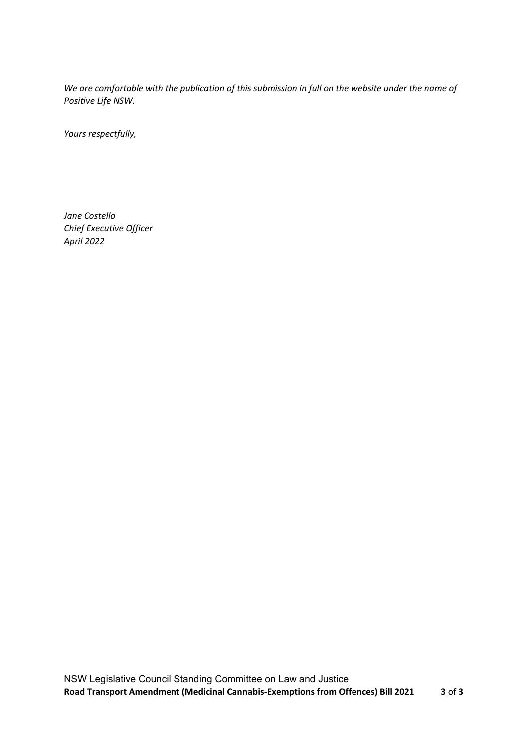*We are comfortable with the publication of this submission in full on the website under the name of Positive Life NSW.*

*Yours respectfully,*

*Jane Costello*
*Chief Executive Officer*
*April 2022*